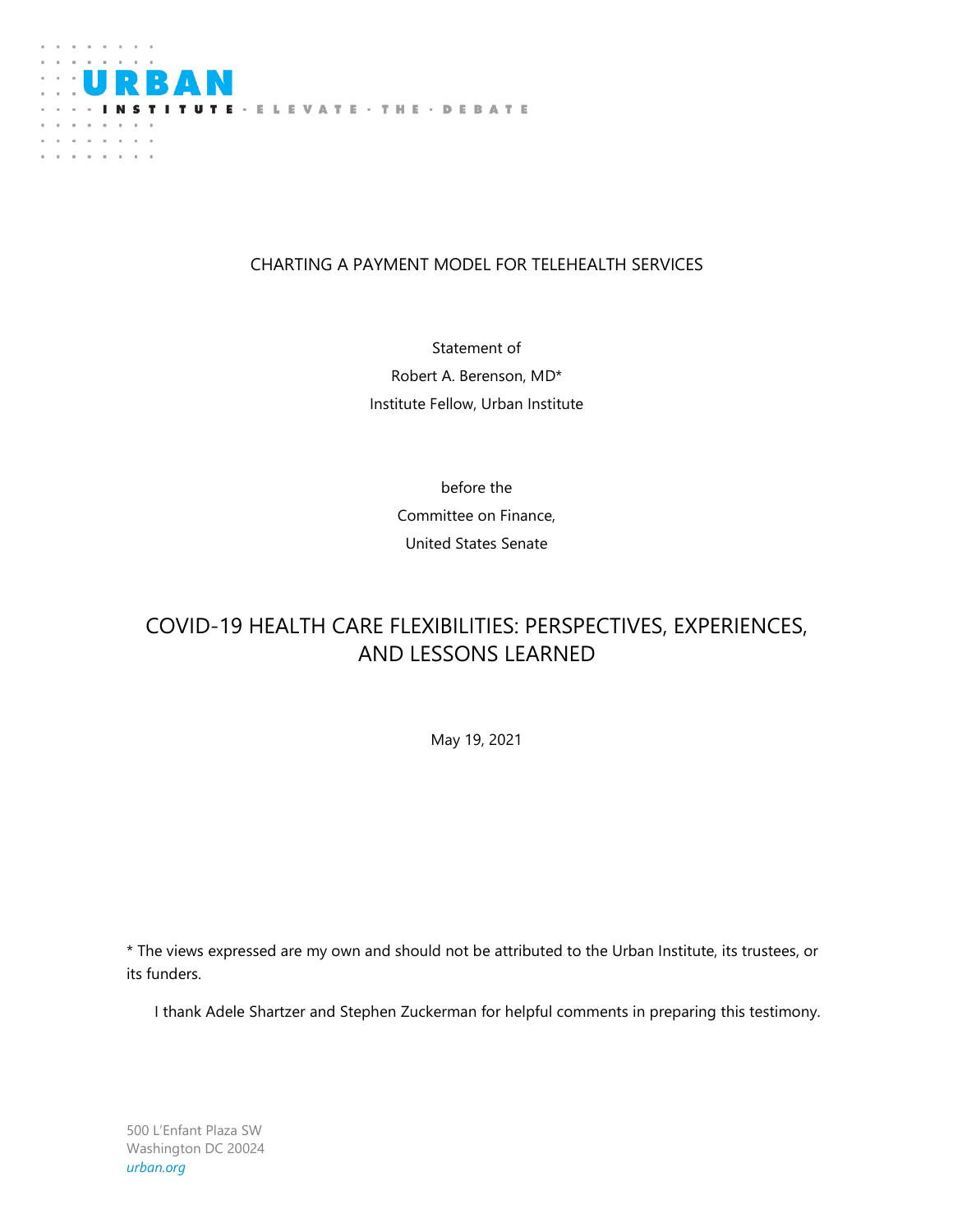URBAN INSTITUTE · ELEVATE · THE · DEBATE

CHARTING A PAYMENT MODEL FOR TELEHEALTH SERVICES

Statement of

Robert A. Berenson, MD*

Institute Fellow, Urban Institute

before the

Committee on Finance,

United States Senate

# COVID-19 HEALTH CARE FLEXIBILITIES: PERSPECTIVES, EXPERIENCES, AND LESSONS LEARNED

May 19, 2021

* The views expressed are my own and should not be attributed to the Urban Institute, its trustees, or its funders.

I thank Adele Shartzer and Stephen Zuckerman for helpful comments in preparing this testimony.

500 L'Enfant Plaza SW
Washington DC 20024
*urban.org*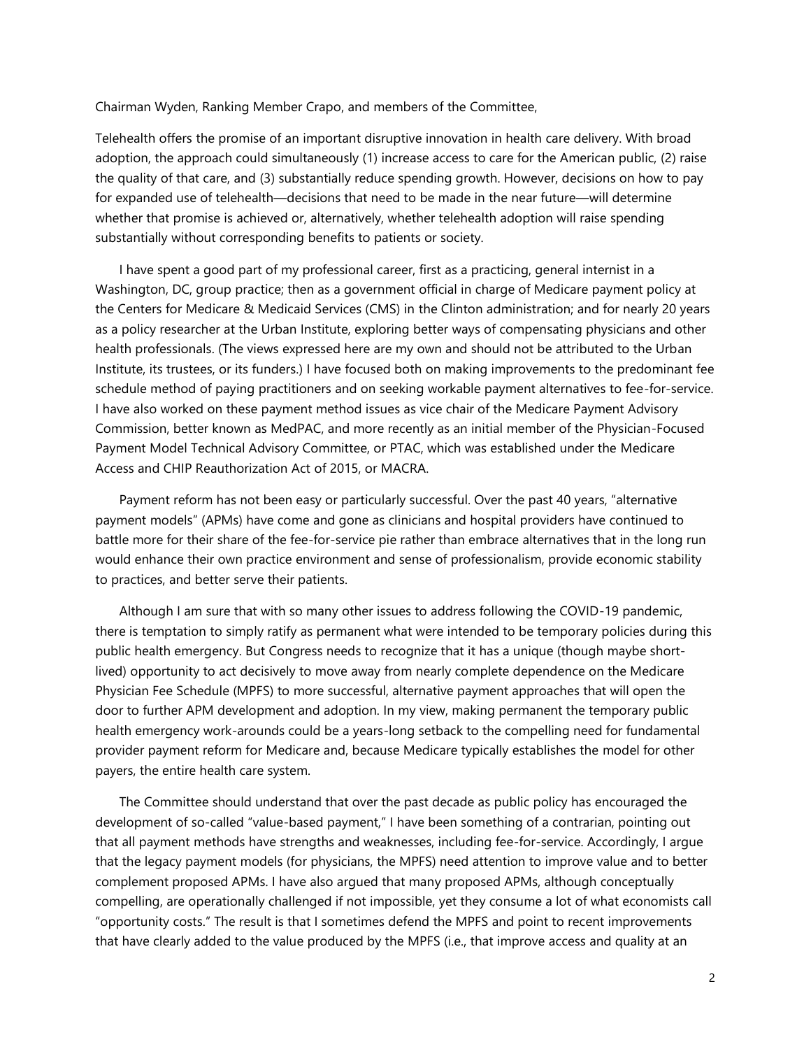Chairman Wyden, Ranking Member Crapo, and members of the Committee,

Telehealth offers the promise of an important disruptive innovation in health care delivery. With broad adoption, the approach could simultaneously (1) increase access to care for the American public, (2) raise the quality of that care, and (3) substantially reduce spending growth. However, decisions on how to pay for expanded use of telehealth—decisions that need to be made in the near future—will determine whether that promise is achieved or, alternatively, whether telehealth adoption will raise spending substantially without corresponding benefits to patients or society.

I have spent a good part of my professional career, first as a practicing, general internist in a Washington, DC, group practice; then as a government official in charge of Medicare payment policy at the Centers for Medicare & Medicaid Services (CMS) in the Clinton administration; and for nearly 20 years as a policy researcher at the Urban Institute, exploring better ways of compensating physicians and other health professionals. (The views expressed here are my own and should not be attributed to the Urban Institute, its trustees, or its funders.) I have focused both on making improvements to the predominant fee schedule method of paying practitioners and on seeking workable payment alternatives to fee-for-service. I have also worked on these payment method issues as vice chair of the Medicare Payment Advisory Commission, better known as MedPAC, and more recently as an initial member of the Physician-Focused Payment Model Technical Advisory Committee, or PTAC, which was established under the Medicare Access and CHIP Reauthorization Act of 2015, or MACRA.

Payment reform has not been easy or particularly successful. Over the past 40 years, "alternative payment models" (APMs) have come and gone as clinicians and hospital providers have continued to battle more for their share of the fee-for-service pie rather than embrace alternatives that in the long run would enhance their own practice environment and sense of professionalism, provide economic stability to practices, and better serve their patients.

Although I am sure that with so many other issues to address following the COVID-19 pandemic, there is temptation to simply ratify as permanent what were intended to be temporary policies during this public health emergency. But Congress needs to recognize that it has a unique (though maybe short-lived) opportunity to act decisively to move away from nearly complete dependence on the Medicare Physician Fee Schedule (MPFS) to more successful, alternative payment approaches that will open the door to further APM development and adoption. In my view, making permanent the temporary public health emergency work-arounds could be a years-long setback to the compelling need for fundamental provider payment reform for Medicare and, because Medicare typically establishes the model for other payers, the entire health care system.

The Committee should understand that over the past decade as public policy has encouraged the development of so-called "value-based payment," I have been something of a contrarian, pointing out that all payment methods have strengths and weaknesses, including fee-for-service. Accordingly, I argue that the legacy payment models (for physicians, the MPFS) need attention to improve value and to better complement proposed APMs. I have also argued that many proposed APMs, although conceptually compelling, are operationally challenged if not impossible, yet they consume a lot of what economists call "opportunity costs." The result is that I sometimes defend the MPFS and point to recent improvements that have clearly added to the value produced by the MPFS (i.e., that improve access and quality at an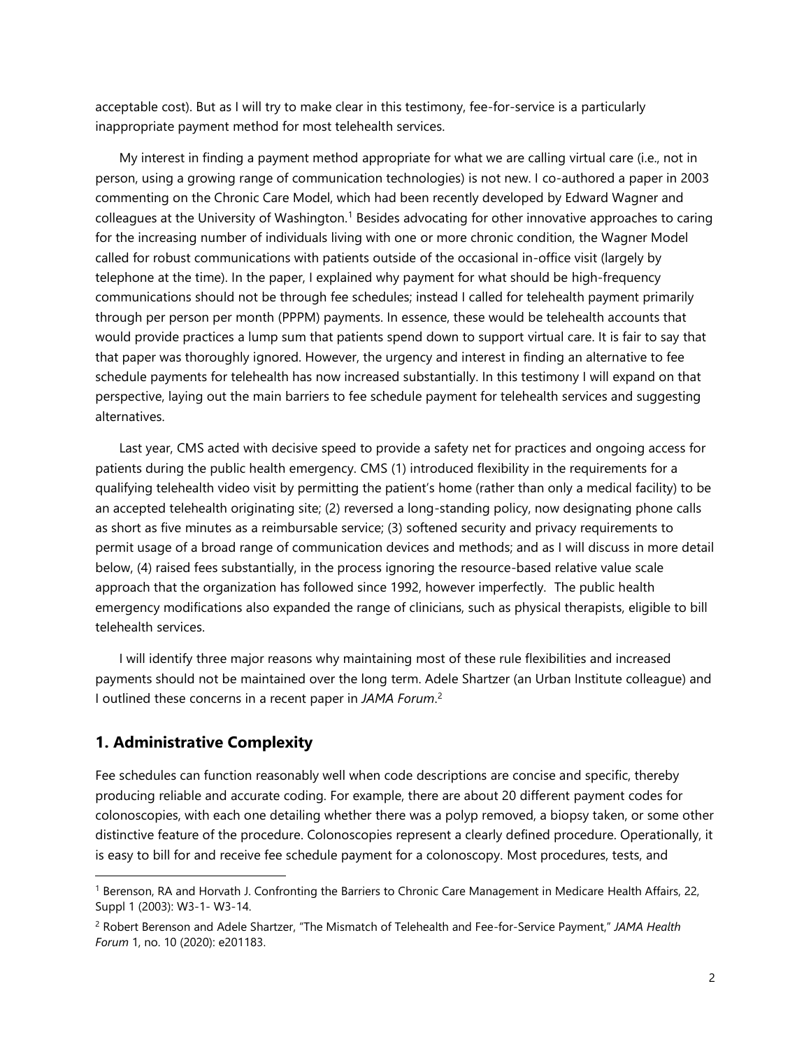acceptable cost). But as I will try to make clear in this testimony, fee-for-service is a particularly inappropriate payment method for most telehealth services.

My interest in finding a payment method appropriate for what we are calling virtual care (i.e., not in person, using a growing range of communication technologies) is not new. I co-authored a paper in 2003 commenting on the Chronic Care Model, which had been recently developed by Edward Wagner and colleagues at the University of Washington.[1] Besides advocating for other innovative approaches to caring for the increasing number of individuals living with one or more chronic condition, the Wagner Model called for robust communications with patients outside of the occasional in-office visit (largely by telephone at the time). In the paper, I explained why payment for what should be high-frequency communications should not be through fee schedules; instead I called for telehealth payment primarily through per person per month (PPPM) payments. In essence, these would be telehealth accounts that would provide practices a lump sum that patients spend down to support virtual care. It is fair to say that that paper was thoroughly ignored. However, the urgency and interest in finding an alternative to fee schedule payments for telehealth has now increased substantially. In this testimony I will expand on that perspective, laying out the main barriers to fee schedule payment for telehealth services and suggesting alternatives.

Last year, CMS acted with decisive speed to provide a safety net for practices and ongoing access for patients during the public health emergency. CMS (1) introduced flexibility in the requirements for a qualifying telehealth video visit by permitting the patient's home (rather than only a medical facility) to be an accepted telehealth originating site; (2) reversed a long-standing policy, now designating phone calls as short as five minutes as a reimbursable service; (3) softened security and privacy requirements to permit usage of a broad range of communication devices and methods; and as I will discuss in more detail below, (4) raised fees substantially, in the process ignoring the resource-based relative value scale approach that the organization has followed since 1992, however imperfectly. The public health emergency modifications also expanded the range of clinicians, such as physical therapists, eligible to bill telehealth services.

I will identify three major reasons why maintaining most of these rule flexibilities and increased payments should not be maintained over the long term. Adele Shartzer (an Urban Institute colleague) and I outlined these concerns in a recent paper in *JAMA Forum*.[2]

## 1. Administrative Complexity

Fee schedules can function reasonably well when code descriptions are concise and specific, thereby producing reliable and accurate coding. For example, there are about 20 different payment codes for colonoscopies, with each one detailing whether there was a polyp removed, a biopsy taken, or some other distinctive feature of the procedure. Colonoscopies represent a clearly defined procedure. Operationally, it is easy to bill for and receive fee schedule payment for a colonoscopy. Most procedures, tests, and

---

[1] Berenson, RA and Horvath J. Confronting the Barriers to Chronic Care Management in Medicare Health Affairs, 22, Suppl 1 (2003): W3-1- W3-14.

[2] Robert Berenson and Adele Shartzer, "The Mismatch of Telehealth and Fee-for-Service Payment," *JAMA Health Forum* 1, no. 10 (2020): e201183.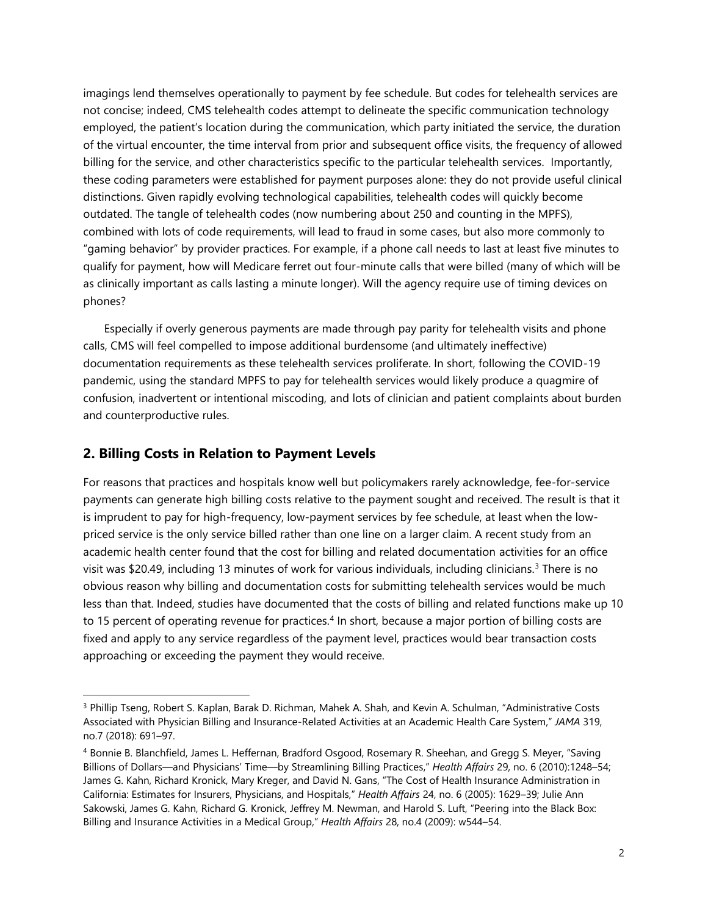imagings lend themselves operationally to payment by fee schedule. But codes for telehealth services are not concise; indeed, CMS telehealth codes attempt to delineate the specific communication technology employed, the patient's location during the communication, which party initiated the service, the duration of the virtual encounter, the time interval from prior and subsequent office visits, the frequency of allowed billing for the service, and other characteristics specific to the particular telehealth services. Importantly, these coding parameters were established for payment purposes alone: they do not provide useful clinical distinctions. Given rapidly evolving technological capabilities, telehealth codes will quickly become outdated. The tangle of telehealth codes (now numbering about 250 and counting in the MPFS), combined with lots of code requirements, will lead to fraud in some cases, but also more commonly to "gaming behavior" by provider practices. For example, if a phone call needs to last at least five minutes to qualify for payment, how will Medicare ferret out four-minute calls that were billed (many of which will be as clinically important as calls lasting a minute longer). Will the agency require use of timing devices on phones?

Especially if overly generous payments are made through pay parity for telehealth visits and phone calls, CMS will feel compelled to impose additional burdensome (and ultimately ineffective) documentation requirements as these telehealth services proliferate. In short, following the COVID-19 pandemic, using the standard MPFS to pay for telehealth services would likely produce a quagmire of confusion, inadvertent or intentional miscoding, and lots of clinician and patient complaints about burden and counterproductive rules.

## 2. Billing Costs in Relation to Payment Levels

For reasons that practices and hospitals know well but policymakers rarely acknowledge, fee-for-service payments can generate high billing costs relative to the payment sought and received. The result is that it is imprudent to pay for high-frequency, low-payment services by fee schedule, at least when the low-priced service is the only service billed rather than one line on a larger claim. A recent study from an academic health center found that the cost for billing and related documentation activities for an office visit was $20.49, including 13 minutes of work for various individuals, including clinicians.[3] There is no obvious reason why billing and documentation costs for submitting telehealth services would be much less than that. Indeed, studies have documented that the costs of billing and related functions make up 10 to 15 percent of operating revenue for practices.[4] In short, because a major portion of billing costs are fixed and apply to any service regardless of the payment level, practices would bear transaction costs approaching or exceeding the payment they would receive.

[3] Phillip Tseng, Robert S. Kaplan, Barak D. Richman, Mahek A. Shah, and Kevin A. Schulman, "Administrative Costs Associated with Physician Billing and Insurance-Related Activities at an Academic Health Care System," *JAMA* 319, no.7 (2018): 691–97.

[4] Bonnie B. Blanchfield, James L. Heffernan, Bradford Osgood, Rosemary R. Sheehan, and Gregg S. Meyer, "Saving Billions of Dollars—and Physicians' Time—by Streamlining Billing Practices," *Health Affairs* 29, no. 6 (2010):1248–54; James G. Kahn, Richard Kronick, Mary Kreger, and David N. Gans, "The Cost of Health Insurance Administration in California: Estimates for Insurers, Physicians, and Hospitals," *Health Affairs* 24, no. 6 (2005): 1629–39; Julie Ann Sakowski, James G. Kahn, Richard G. Kronick, Jeffrey M. Newman, and Harold S. Luft, "Peering into the Black Box: Billing and Insurance Activities in a Medical Group," *Health Affairs* 28, no.4 (2009): w544–54.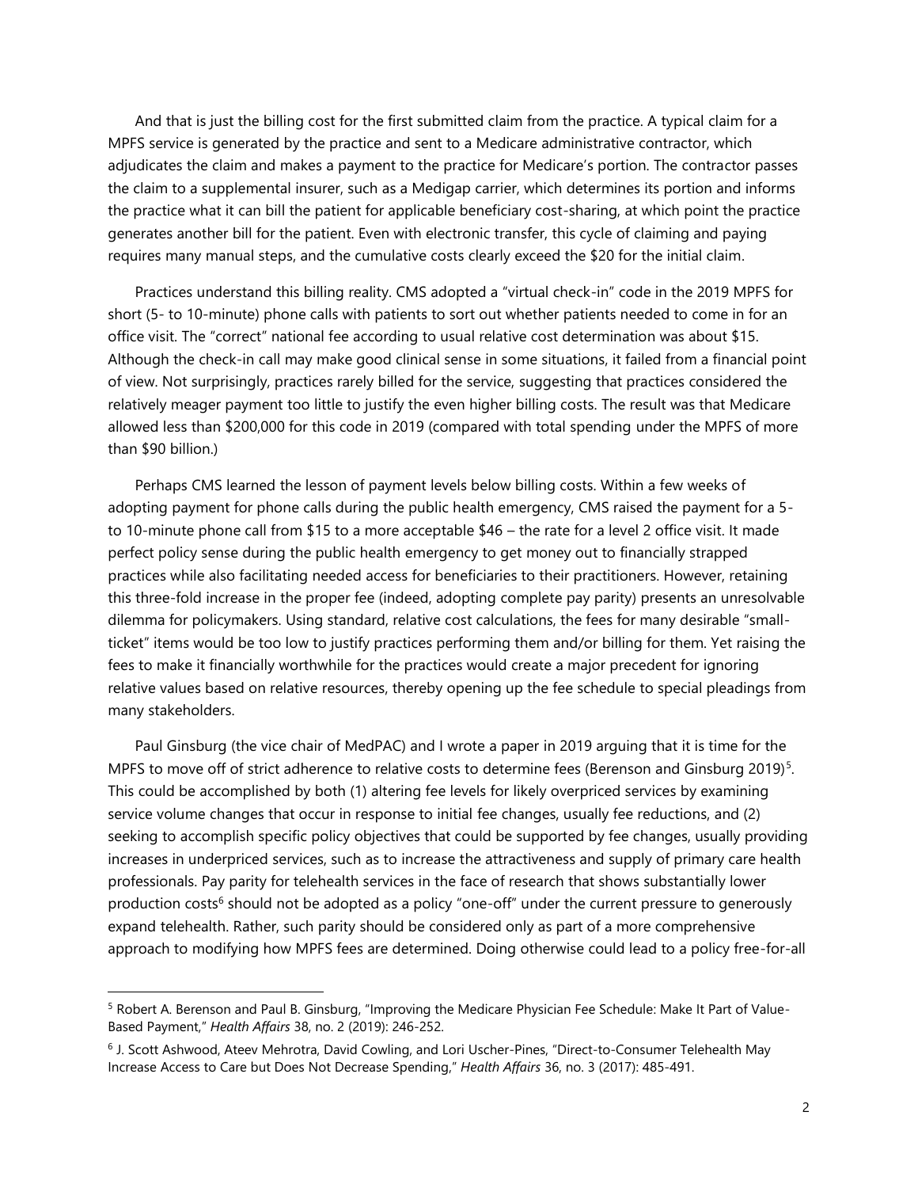And that is just the billing cost for the first submitted claim from the practice. A typical claim for a MPFS service is generated by the practice and sent to a Medicare administrative contractor, which adjudicates the claim and makes a payment to the practice for Medicare's portion. The contractor passes the claim to a supplemental insurer, such as a Medigap carrier, which determines its portion and informs the practice what it can bill the patient for applicable beneficiary cost-sharing, at which point the practice generates another bill for the patient. Even with electronic transfer, this cycle of claiming and paying requires many manual steps, and the cumulative costs clearly exceed the $20 for the initial claim.

Practices understand this billing reality. CMS adopted a "virtual check-in" code in the 2019 MPFS for short (5- to 10-minute) phone calls with patients to sort out whether patients needed to come in for an office visit. The "correct" national fee according to usual relative cost determination was about $15. Although the check-in call may make good clinical sense in some situations, it failed from a financial point of view. Not surprisingly, practices rarely billed for the service, suggesting that practices considered the relatively meager payment too little to justify the even higher billing costs. The result was that Medicare allowed less than $200,000 for this code in 2019 (compared with total spending under the MPFS of more than $90 billion.)

Perhaps CMS learned the lesson of payment levels below billing costs. Within a few weeks of adopting payment for phone calls during the public health emergency, CMS raised the payment for a 5- to 10-minute phone call from $15 to a more acceptable $46 – the rate for a level 2 office visit. It made perfect policy sense during the public health emergency to get money out to financially strapped practices while also facilitating needed access for beneficiaries to their practitioners. However, retaining this three-fold increase in the proper fee (indeed, adopting complete pay parity) presents an unresolvable dilemma for policymakers. Using standard, relative cost calculations, the fees for many desirable "small-ticket" items would be too low to justify practices performing them and/or billing for them. Yet raising the fees to make it financially worthwhile for the practices would create a major precedent for ignoring relative values based on relative resources, thereby opening up the fee schedule to special pleadings from many stakeholders.

Paul Ginsburg (the vice chair of MedPAC) and I wrote a paper in 2019 arguing that it is time for the MPFS to move off of strict adherence to relative costs to determine fees (Berenson and Ginsburg 2019)[5]. This could be accomplished by both (1) altering fee levels for likely overpriced services by examining service volume changes that occur in response to initial fee changes, usually fee reductions, and (2) seeking to accomplish specific policy objectives that could be supported by fee changes, usually providing increases in underpriced services, such as to increase the attractiveness and supply of primary care health professionals. Pay parity for telehealth services in the face of research that shows substantially lower production costs[6] should not be adopted as a policy "one-off" under the current pressure to generously expand telehealth. Rather, such parity should be considered only as part of a more comprehensive approach to modifying how MPFS fees are determined. Doing otherwise could lead to a policy free-for-all

---

[5] Robert A. Berenson and Paul B. Ginsburg, "Improving the Medicare Physician Fee Schedule: Make It Part of Value-Based Payment," *Health Affairs* 38, no. 2 (2019): 246-252.

[6] J. Scott Ashwood, Ateev Mehrotra, David Cowling, and Lori Uscher-Pines, "Direct-to-Consumer Telehealth May Increase Access to Care but Does Not Decrease Spending," *Health Affairs* 36, no. 3 (2017): 485-491.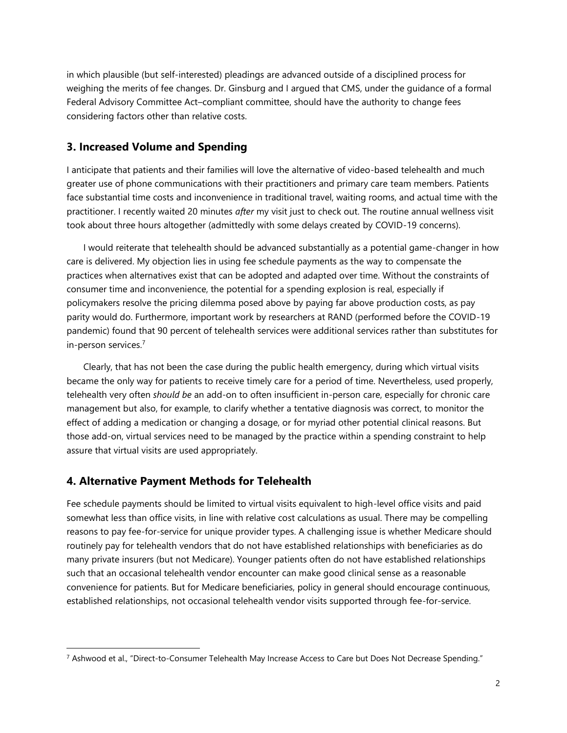in which plausible (but self-interested) pleadings are advanced outside of a disciplined process for weighing the merits of fee changes. Dr. Ginsburg and I argued that CMS, under the guidance of a formal Federal Advisory Committee Act–compliant committee, should have the authority to change fees considering factors other than relative costs.

## 3. Increased Volume and Spending

I anticipate that patients and their families will love the alternative of video-based telehealth and much greater use of phone communications with their practitioners and primary care team members. Patients face substantial time costs and inconvenience in traditional travel, waiting rooms, and actual time with the practitioner. I recently waited 20 minutes *after* my visit just to check out. The routine annual wellness visit took about three hours altogether (admittedly with some delays created by COVID-19 concerns).

I would reiterate that telehealth should be advanced substantially as a potential game-changer in how care is delivered. My objection lies in using fee schedule payments as the way to compensate the practices when alternatives exist that can be adopted and adapted over time. Without the constraints of consumer time and inconvenience, the potential for a spending explosion is real, especially if policymakers resolve the pricing dilemma posed above by paying far above production costs, as pay parity would do. Furthermore, important work by researchers at RAND (performed before the COVID-19 pandemic) found that 90 percent of telehealth services were additional services rather than substitutes for in-person services.[7]

Clearly, that has not been the case during the public health emergency, during which virtual visits became the only way for patients to receive timely care for a period of time. Nevertheless, used properly, telehealth very often *should be* an add-on to often insufficient in-person care, especially for chronic care management but also, for example, to clarify whether a tentative diagnosis was correct, to monitor the effect of adding a medication or changing a dosage, or for myriad other potential clinical reasons. But those add-on, virtual services need to be managed by the practice within a spending constraint to help assure that virtual visits are used appropriately.

## 4. Alternative Payment Methods for Telehealth

Fee schedule payments should be limited to virtual visits equivalent to high-level office visits and paid somewhat less than office visits, in line with relative cost calculations as usual. There may be compelling reasons to pay fee-for-service for unique provider types. A challenging issue is whether Medicare should routinely pay for telehealth vendors that do not have established relationships with beneficiaries as do many private insurers (but not Medicare). Younger patients often do not have established relationships such that an occasional telehealth vendor encounter can make good clinical sense as a reasonable convenience for patients. But for Medicare beneficiaries, policy in general should encourage continuous, established relationships, not occasional telehealth vendor visits supported through fee-for-service.

[7] Ashwood et al., "Direct-to-Consumer Telehealth May Increase Access to Care but Does Not Decrease Spending."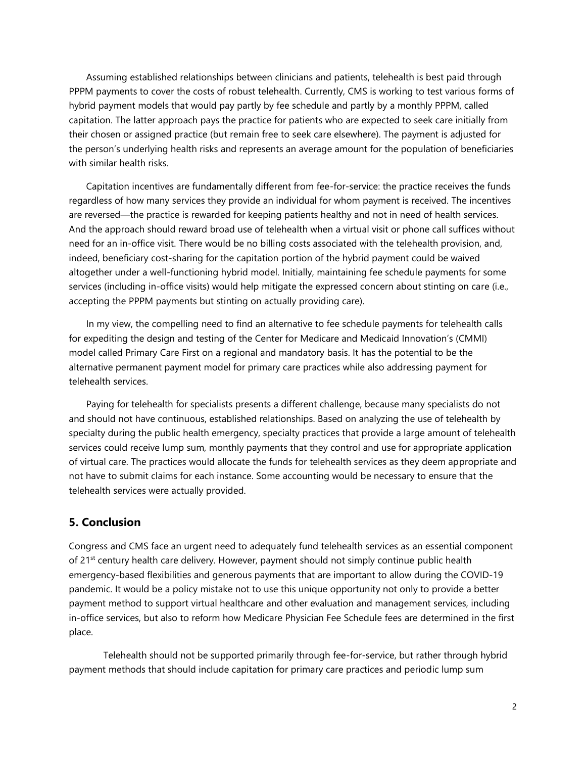Assuming established relationships between clinicians and patients, telehealth is best paid through PPPM payments to cover the costs of robust telehealth. Currently, CMS is working to test various forms of hybrid payment models that would pay partly by fee schedule and partly by a monthly PPPM, called capitation. The latter approach pays the practice for patients who are expected to seek care initially from their chosen or assigned practice (but remain free to seek care elsewhere). The payment is adjusted for the person's underlying health risks and represents an average amount for the population of beneficiaries with similar health risks.

Capitation incentives are fundamentally different from fee-for-service: the practice receives the funds regardless of how many services they provide an individual for whom payment is received. The incentives are reversed—the practice is rewarded for keeping patients healthy and not in need of health services. And the approach should reward broad use of telehealth when a virtual visit or phone call suffices without need for an in-office visit. There would be no billing costs associated with the telehealth provision, and, indeed, beneficiary cost-sharing for the capitation portion of the hybrid payment could be waived altogether under a well-functioning hybrid model. Initially, maintaining fee schedule payments for some services (including in-office visits) would help mitigate the expressed concern about stinting on care (i.e., accepting the PPPM payments but stinting on actually providing care).

In my view, the compelling need to find an alternative to fee schedule payments for telehealth calls for expediting the design and testing of the Center for Medicare and Medicaid Innovation's (CMMI) model called Primary Care First on a regional and mandatory basis. It has the potential to be the alternative permanent payment model for primary care practices while also addressing payment for telehealth services.

Paying for telehealth for specialists presents a different challenge, because many specialists do not and should not have continuous, established relationships. Based on analyzing the use of telehealth by specialty during the public health emergency, specialty practices that provide a large amount of telehealth services could receive lump sum, monthly payments that they control and use for appropriate application of virtual care. The practices would allocate the funds for telehealth services as they deem appropriate and not have to submit claims for each instance. Some accounting would be necessary to ensure that the telehealth services were actually provided.

## 5. Conclusion

Congress and CMS face an urgent need to adequately fund telehealth services as an essential component of 21st century health care delivery. However, payment should not simply continue public health emergency-based flexibilities and generous payments that are important to allow during the COVID-19 pandemic. It would be a policy mistake not to use this unique opportunity not only to provide a better payment method to support virtual healthcare and other evaluation and management services, including in-office services, but also to reform how Medicare Physician Fee Schedule fees are determined in the first place.

Telehealth should not be supported primarily through fee-for-service, but rather through hybrid payment methods that should include capitation for primary care practices and periodic lump sum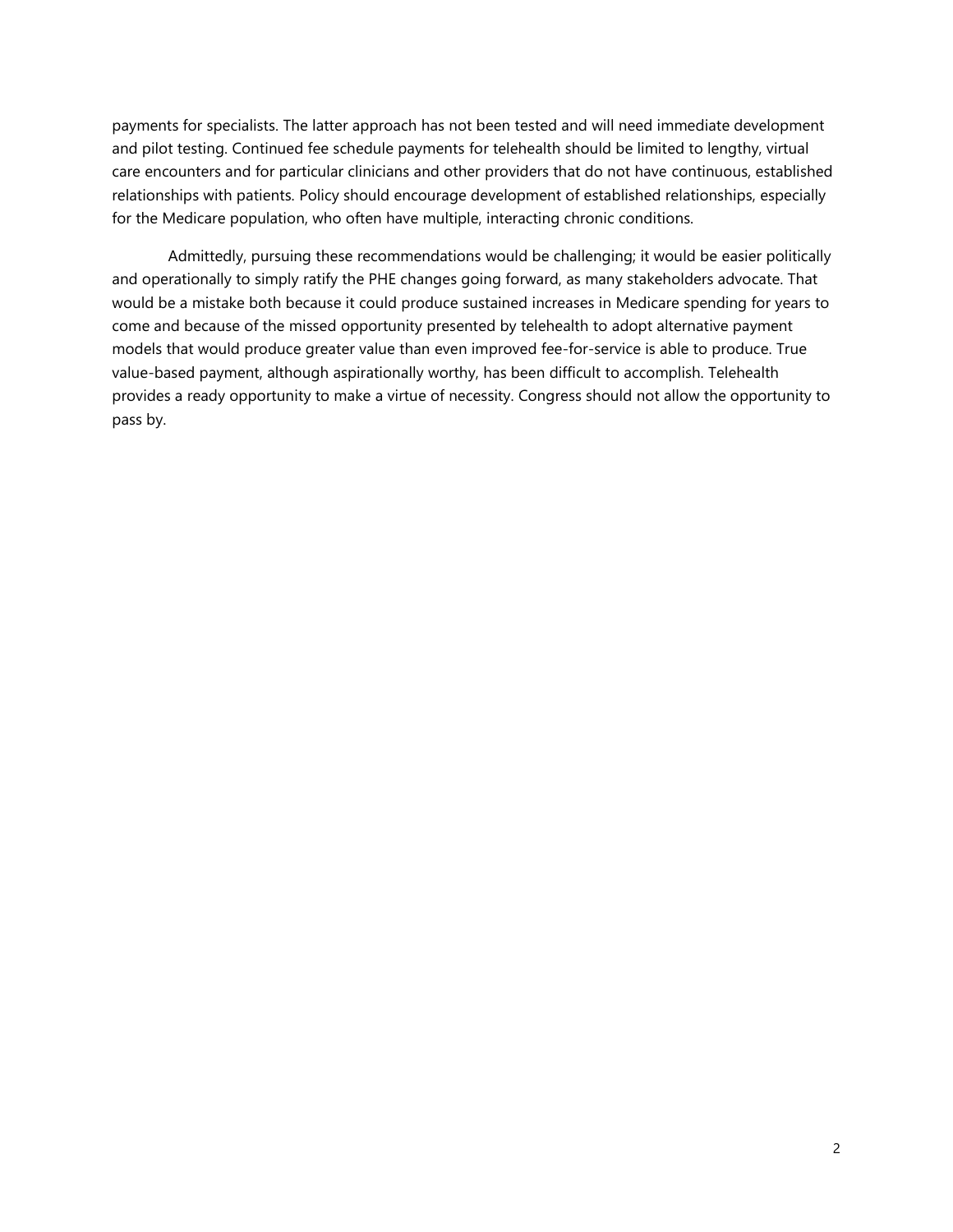payments for specialists. The latter approach has not been tested and will need immediate development and pilot testing. Continued fee schedule payments for telehealth should be limited to lengthy, virtual care encounters and for particular clinicians and other providers that do not have continuous, established relationships with patients. Policy should encourage development of established relationships, especially for the Medicare population, who often have multiple, interacting chronic conditions.

Admittedly, pursuing these recommendations would be challenging; it would be easier politically and operationally to simply ratify the PHE changes going forward, as many stakeholders advocate. That would be a mistake both because it could produce sustained increases in Medicare spending for years to come and because of the missed opportunity presented by telehealth to adopt alternative payment models that would produce greater value than even improved fee-for-service is able to produce. True value-based payment, although aspirationally worthy, has been difficult to accomplish. Telehealth provides a ready opportunity to make a virtue of necessity. Congress should not allow the opportunity to pass by.